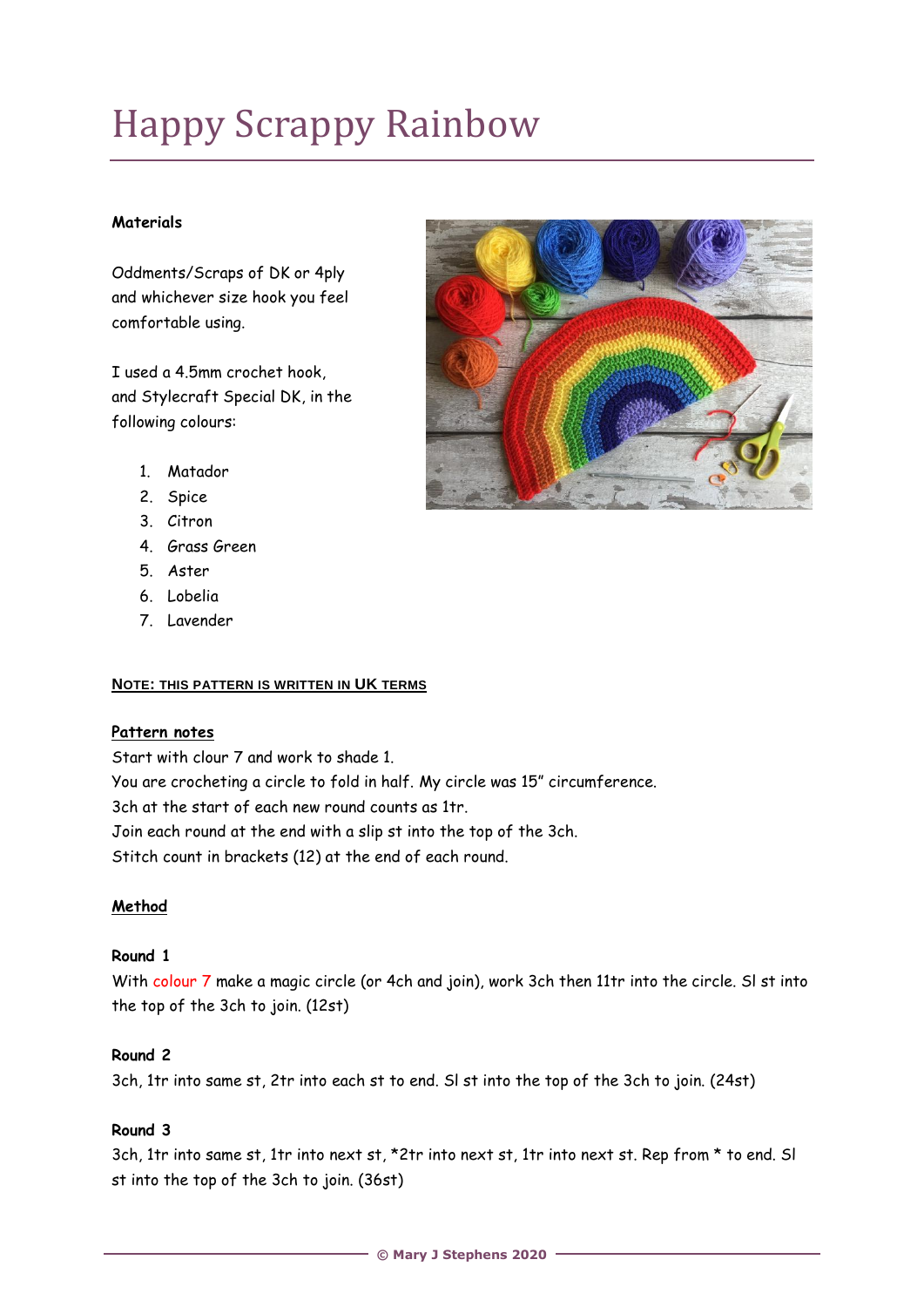# Happy Scrappy Rainbow

**Materials**

Oddments/Scraps of DK or 4ply and whichever size hook you feel comfortable using.

I used a 4.5mm crochet hook, and Stylecraft Special DK, in the following colours:

1. Matador
2. Spice
3. Citron
4. Grass Green
5. Aster
6. Lobelia
7. Lavender

**NOTE: THIS PATTERN IS WRITTEN IN UK TERMS**

**Pattern notes**

Start with clour 7 and work to shade 1.
You are crocheting a circle to fold in half. My circle was 15" circumference.
3ch at the start of each new round counts as 1tr.
Join each round at the end with a slip st into the top of the 3ch.
Stitch count in brackets (12) at the end of each round.

**Method**

**Round 1**

With colour 7 make a magic circle (or 4ch and join), work 3ch then 11tr into the circle. Sl st into the top of the 3ch to join. (12st)

**Round 2**

3ch, 1tr into same st, 2tr into each st to end. Sl st into the top of the 3ch to join. (24st)

**Round 3**

3ch, 1tr into same st, 1tr into next st, *2tr into next st, 1tr into next st. Rep from * to end. Sl st into the top of the 3ch to join. (36st)

© Mary J Stephens 2020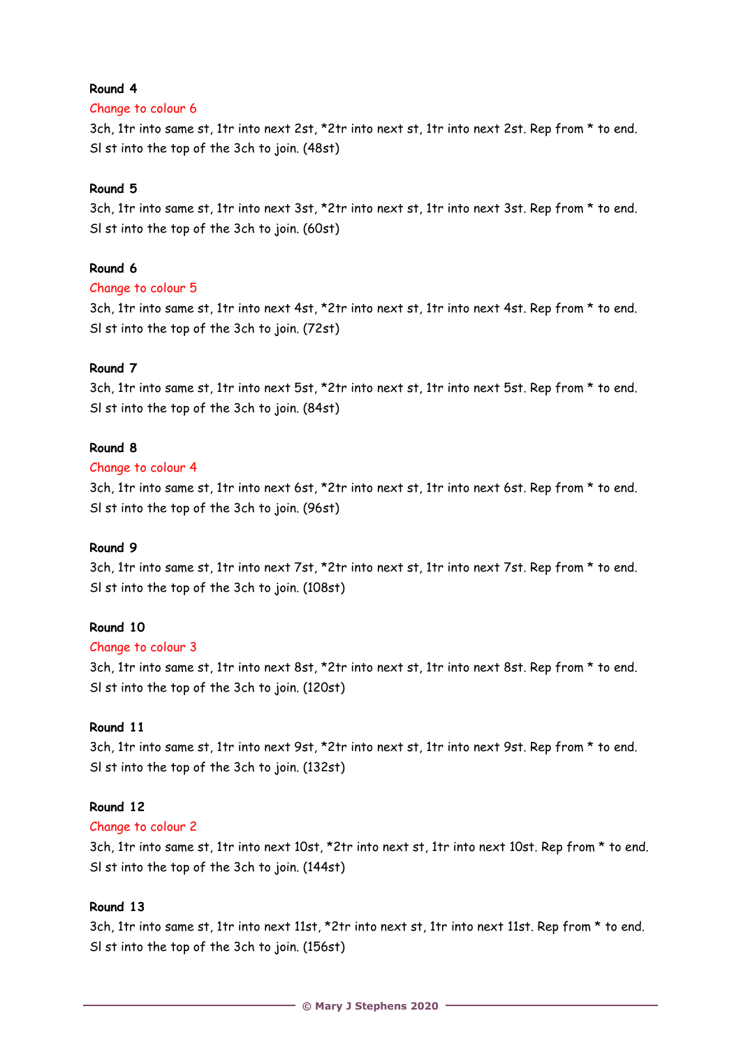**Round 4**

Change to colour 6

3ch, 1tr into same st, 1tr into next 2st, *2tr into next st, 1tr into next 2st. Rep from * to end. Sl st into the top of the 3ch to join. (48st)

**Round 5**

3ch, 1tr into same st, 1tr into next 3st, *2tr into next st, 1tr into next 3st. Rep from * to end. Sl st into the top of the 3ch to join. (60st)

**Round 6**

Change to colour 5

3ch, 1tr into same st, 1tr into next 4st, *2tr into next st, 1tr into next 4st. Rep from * to end. Sl st into the top of the 3ch to join. (72st)

**Round 7**

3ch, 1tr into same st, 1tr into next 5st, *2tr into next st, 1tr into next 5st. Rep from * to end. Sl st into the top of the 3ch to join. (84st)

**Round 8**

Change to colour 4

3ch, 1tr into same st, 1tr into next 6st, *2tr into next st, 1tr into next 6st. Rep from * to end. Sl st into the top of the 3ch to join. (96st)

**Round 9**

3ch, 1tr into same st, 1tr into next 7st, *2tr into next st, 1tr into next 7st. Rep from * to end. Sl st into the top of the 3ch to join. (108st)

**Round 10**

Change to colour 3

3ch, 1tr into same st, 1tr into next 8st, *2tr into next st, 1tr into next 8st. Rep from * to end. Sl st into the top of the 3ch to join. (120st)

**Round 11**

3ch, 1tr into same st, 1tr into next 9st, *2tr into next st, 1tr into next 9st. Rep from * to end. Sl st into the top of the 3ch to join. (132st)

**Round 12**

Change to colour 2

3ch, 1tr into same st, 1tr into next 10st, *2tr into next st, 1tr into next 10st. Rep from * to end. Sl st into the top of the 3ch to join. (144st)

**Round 13**

3ch, 1tr into same st, 1tr into next 11st, *2tr into next st, 1tr into next 11st. Rep from * to end. Sl st into the top of the 3ch to join. (156st)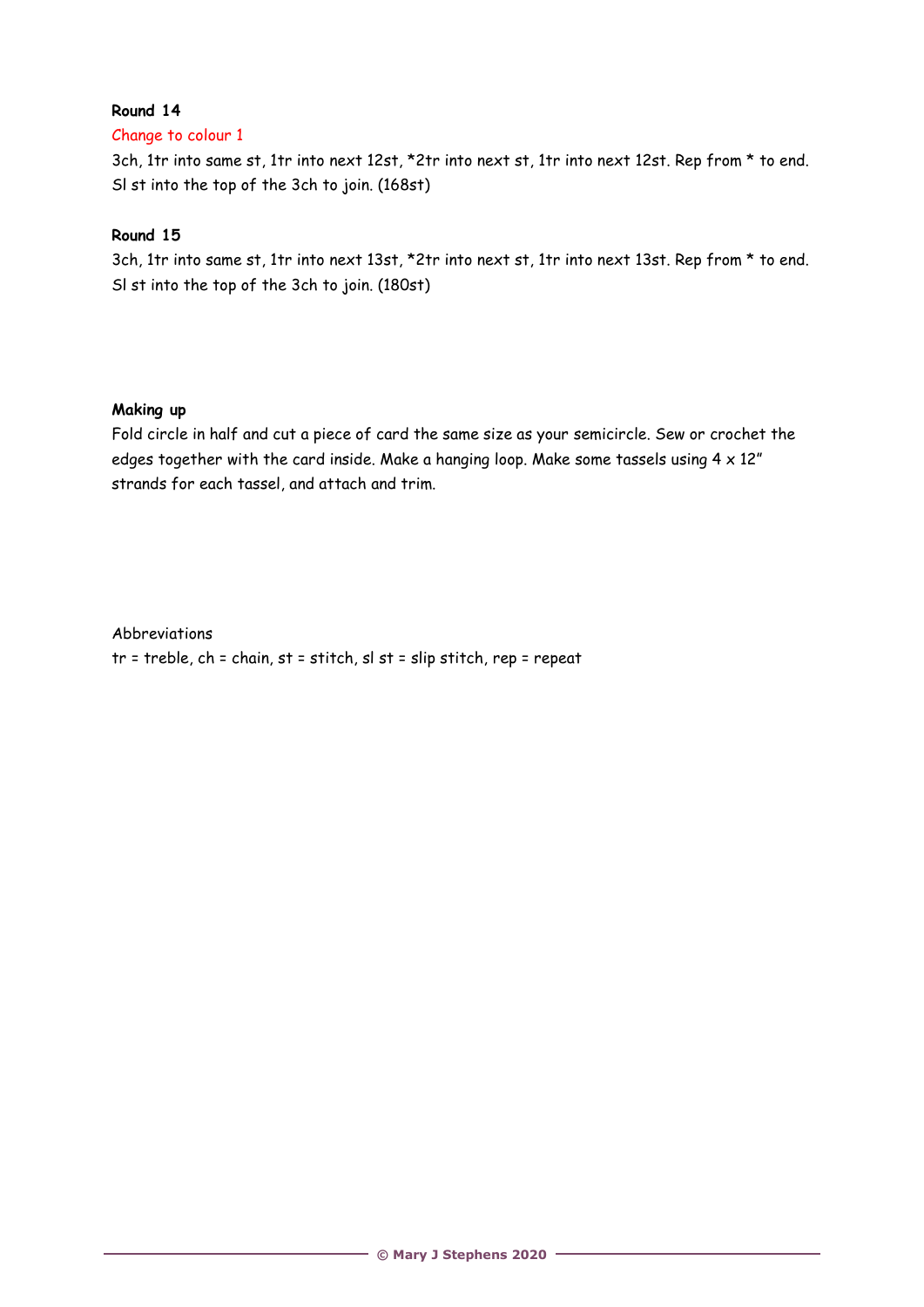**Round 14**

Change to colour 1

3ch, 1tr into same st, 1tr into next 12st, *2tr into next st, 1tr into next 12st. Rep from * to end. Sl st into the top of the 3ch to join. (168st)

**Round 15**

3ch, 1tr into same st, 1tr into next 13st, *2tr into next st, 1tr into next 13st. Rep from * to end. Sl st into the top of the 3ch to join. (180st)

**Making up**

Fold circle in half and cut a piece of card the same size as your semicircle. Sew or crochet the edges together with the card inside. Make a hanging loop. Make some tassels using 4 x 12" strands for each tassel, and attach and trim.

Abbreviations

tr = treble, ch = chain, st = stitch, sl st = slip stitch, rep = repeat

© Mary J Stephens 2020